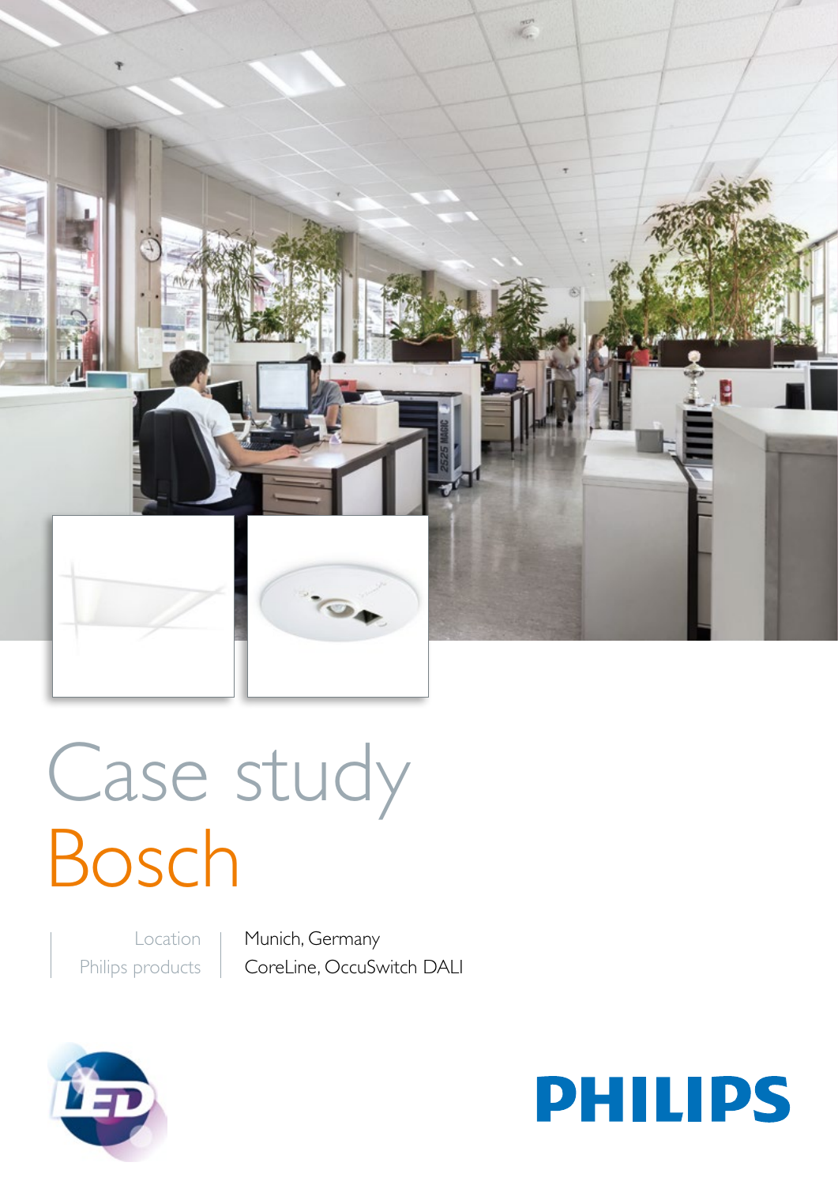# Case study
# Bosch

| | |
|---|---|
| Location | Munich, Germany |
| Philips products | CoreLine, OccuSwitch DALI |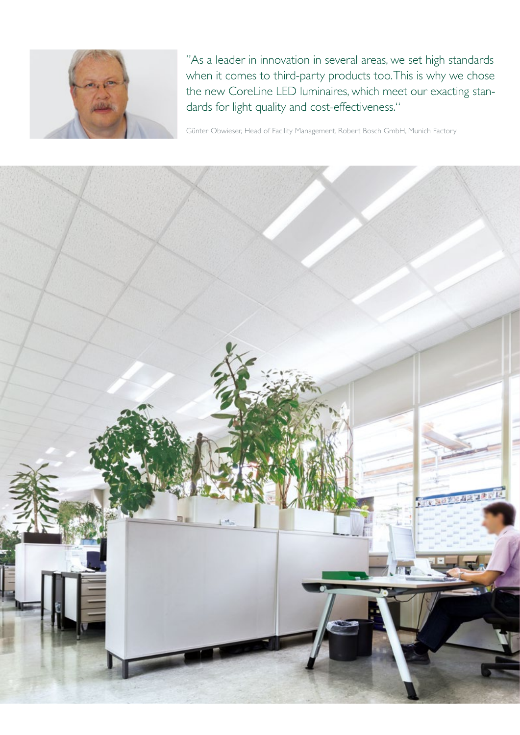"As a leader in innovation in several areas, we set high standards when it comes to third-party products too. This is why we chose the new CoreLine LED luminaires, which meet our exacting standards for light quality and cost-effectiveness."

Günter Obwieser, Head of Facility Management, Robert Bosch GmbH, Munich Factory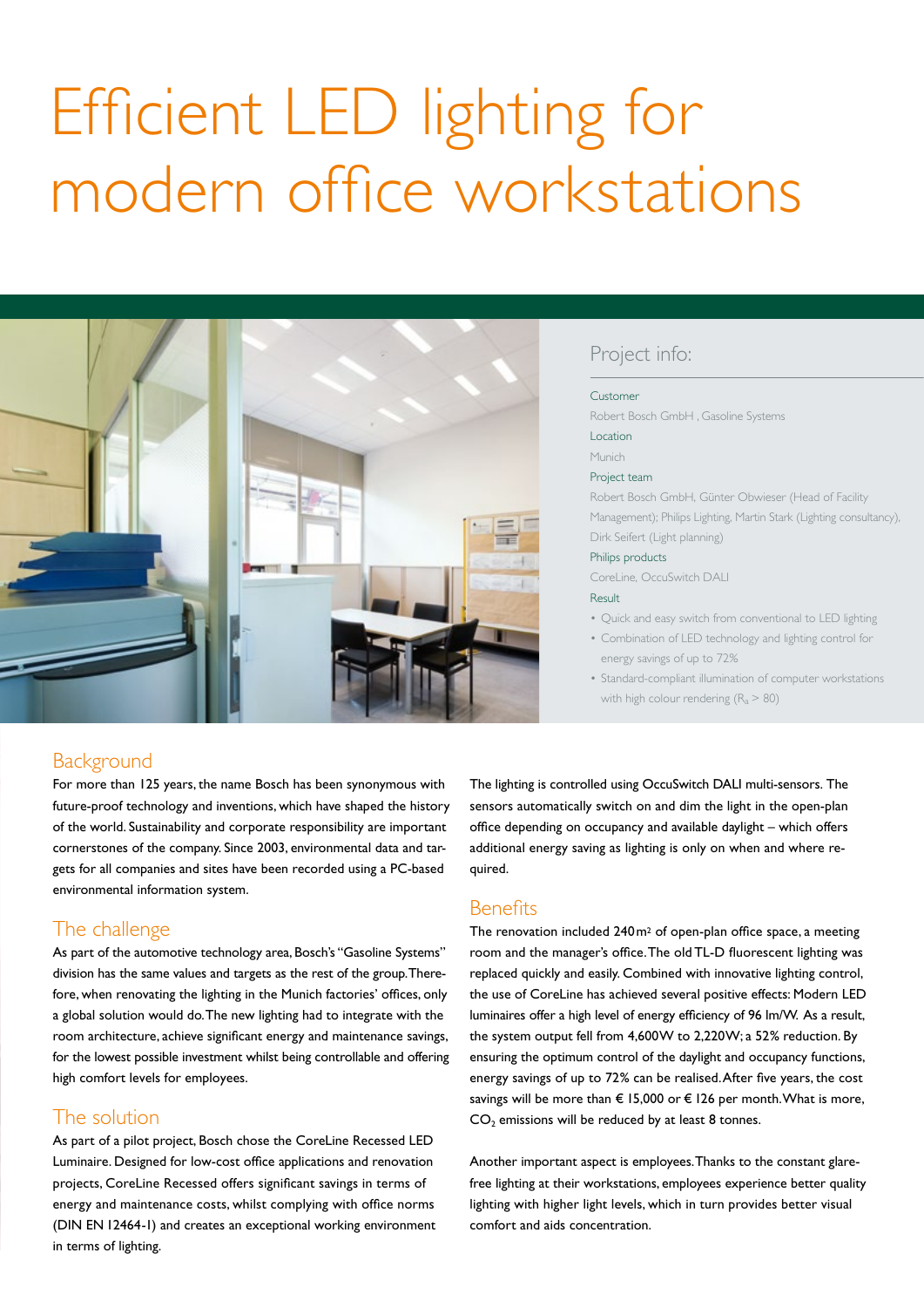# Efficient LED lighting for modern office workstations

## Project info:

**Customer**

Robert Bosch GmbH , Gasoline Systems

**Location**

Munich

**Project team**

Robert Bosch GmbH, Günter Obwieser (Head of Facility Management); Philips Lighting, Martin Stark (Lighting consultancy), Dirk Seifert (Light planning)

**Philips products**

CoreLine, OccuSwitch DALI

**Result**

- Quick and easy switch from conventional to LED lighting
- Combination of LED technology and lighting control for energy savings of up to 72%
- Standard-compliant illumination of computer workstations with high colour rendering ($R_a$ > 80)

## Background

For more than 125 years, the name Bosch has been synonymous with future-proof technology and inventions, which have shaped the history of the world. Sustainability and corporate responsibility are important cornerstones of the company. Since 2003, environmental data and targets for all companies and sites have been recorded using a PC-based environmental information system.

## The challenge

As part of the automotive technology area, Bosch's "Gasoline Systems" division has the same values and targets as the rest of the group. Therefore, when renovating the lighting in the Munich factories' offices, only a global solution would do. The new lighting had to integrate with the room architecture, achieve significant energy and maintenance savings, for the lowest possible investment whilst being controllable and offering high comfort levels for employees.

## The solution

As part of a pilot project, Bosch chose the CoreLine Recessed LED Luminaire. Designed for low-cost office applications and renovation projects, CoreLine Recessed offers significant savings in terms of energy and maintenance costs, whilst complying with office norms (DIN EN 12464-1) and creates an exceptional working environment in terms of lighting.

The lighting is controlled using OccuSwitch DALI multi-sensors. The sensors automatically switch on and dim the light in the open-plan office depending on occupancy and available daylight – which offers additional energy saving as lighting is only on when and where required.

## Benefits

The renovation included 240 m² of open-plan office space, a meeting room and the manager's office. The old TL-D fluorescent lighting was replaced quickly and easily. Combined with innovative lighting control, the use of CoreLine has achieved several positive effects: Modern LED luminaires offer a high level of energy efficiency of 96 lm/W. As a result, the system output fell from 4,600W to 2,220W; a 52% reduction. By ensuring the optimum control of the daylight and occupancy functions, energy savings of up to 72% can be realised. After five years, the cost savings will be more than € 15,000 or € 126 per month. What is more, $CO_2$ emissions will be reduced by at least 8 tonnes.

Another important aspect is employees. Thanks to the constant glare-free lighting at their workstations, employees experience better quality lighting with higher light levels, which in turn provides better visual comfort and aids concentration.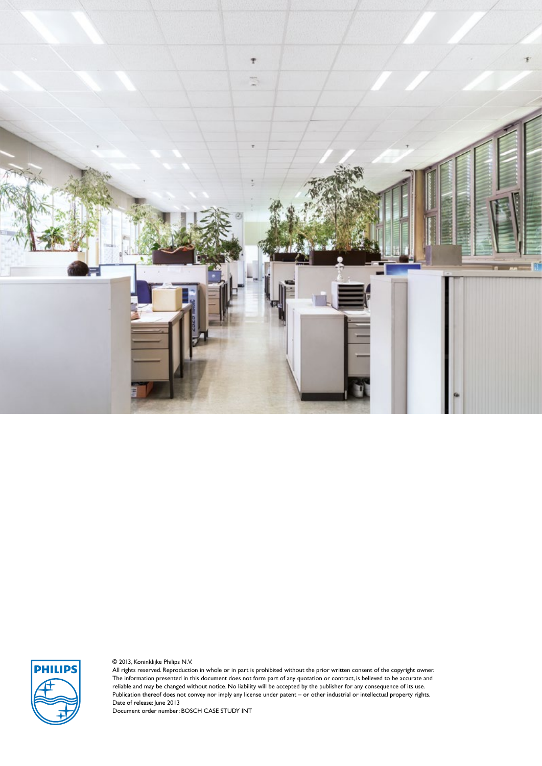© 2013, Koninklijke Philips N.V.
All rights reserved. Reproduction in whole or in part is prohibited without the prior written consent of the copyright owner. The information presented in this document does not form part of any quotation or contract, is believed to be accurate and reliable and may be changed without notice. No liability will be accepted by the publisher for any consequence of its use. Publication thereof does not convey nor imply any license under patent – or other industrial or intellectual property rights.
Date of release: June 2013
Document order number: BOSCH CASE STUDY INT